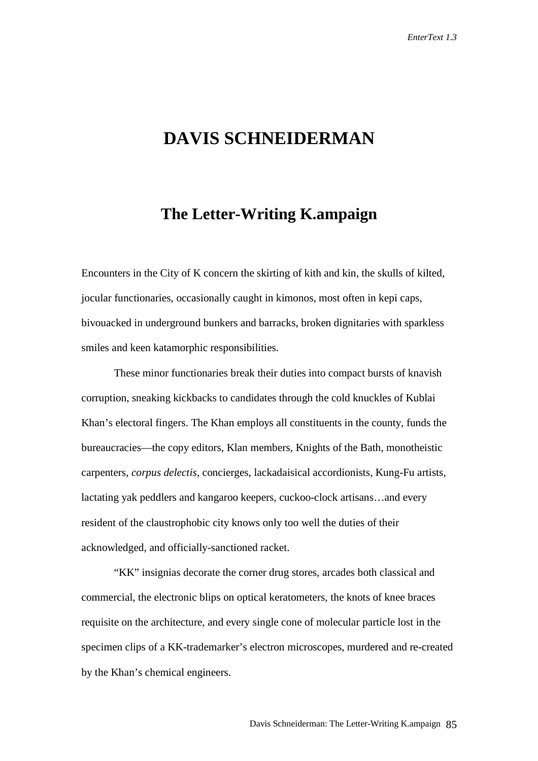# DAVIS SCHNEIDERMAN

## The Letter-Writing K.ampaign

Encounters in the City of K concern the skirting of kith and kin, the skulls of kilted, jocular functionaries, occasionally caught in kimonos, most often in kepi caps, bivouacked in underground bunkers and barracks, broken dignitaries with sparkless smiles and keen katamorphic responsibilities.

These minor functionaries break their duties into compact bursts of knavish corruption, sneaking kickbacks to candidates through the cold knuckles of Kublai Khan's electoral fingers. The Khan employs all constituents in the county, funds the bureaucracies—the copy editors, Klan members, Knights of the Bath, monotheistic carpenters, *corpus delectis*, concierges, lackadaisical accordionists, Kung-Fu artists, lactating yak peddlers and kangaroo keepers, cuckoo-clock artisans…and every resident of the claustrophobic city knows only too well the duties of their acknowledged, and officially-sanctioned racket.

"KK" insignias decorate the corner drug stores, arcades both classical and commercial, the electronic blips on optical keratometers, the knots of knee braces requisite on the architecture, and every single cone of molecular particle lost in the specimen clips of a KK-trademarker's electron microscopes, murdered and re-created by the Khan's chemical engineers.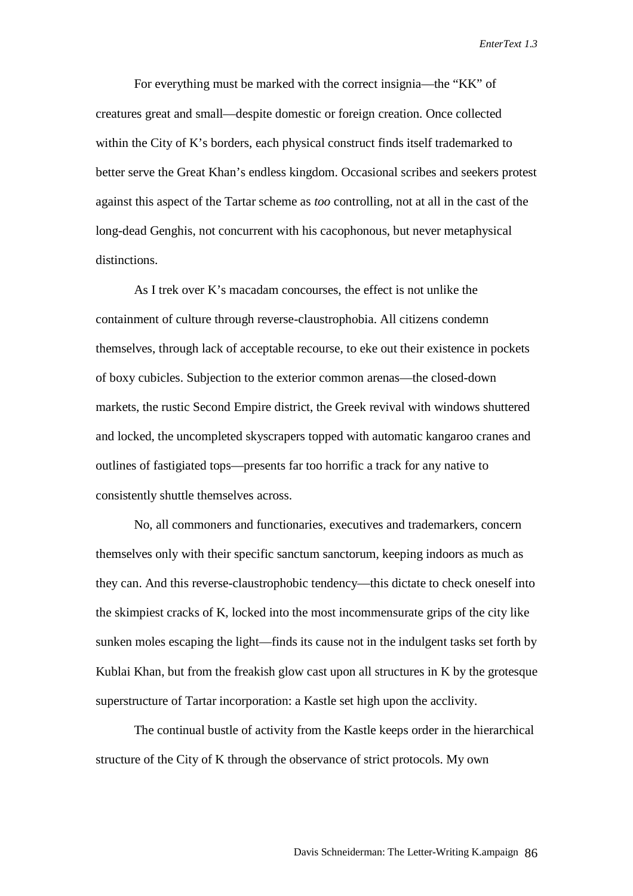For everything must be marked with the correct insignia—the "KK" of creatures great and small—despite domestic or foreign creation. Once collected within the City of K's borders, each physical construct finds itself trademarked to better serve the Great Khan's endless kingdom. Occasional scribes and seekers protest against this aspect of the Tartar scheme as *too* controlling, not at all in the cast of the long-dead Genghis, not concurrent with his cacophonous, but never metaphysical distinctions.

As I trek over K's macadam concourses, the effect is not unlike the containment of culture through reverse-claustrophobia. All citizens condemn themselves, through lack of acceptable recourse, to eke out their existence in pockets of boxy cubicles. Subjection to the exterior common arenas—the closed-down markets, the rustic Second Empire district, the Greek revival with windows shuttered and locked, the uncompleted skyscrapers topped with automatic kangaroo cranes and outlines of fastigiated tops—presents far too horrific a track for any native to consistently shuttle themselves across.

No, all commoners and functionaries, executives and trademarkers, concern themselves only with their specific sanctum sanctorum, keeping indoors as much as they can. And this reverse-claustrophobic tendency—this dictate to check oneself into the skimpiest cracks of K, locked into the most incommensurate grips of the city like sunken moles escaping the light—finds its cause not in the indulgent tasks set forth by Kublai Khan, but from the freakish glow cast upon all structures in K by the grotesque superstructure of Tartar incorporation: a Kastle set high upon the acclivity.

The continual bustle of activity from the Kastle keeps order in the hierarchical structure of the City of K through the observance of strict protocols. My own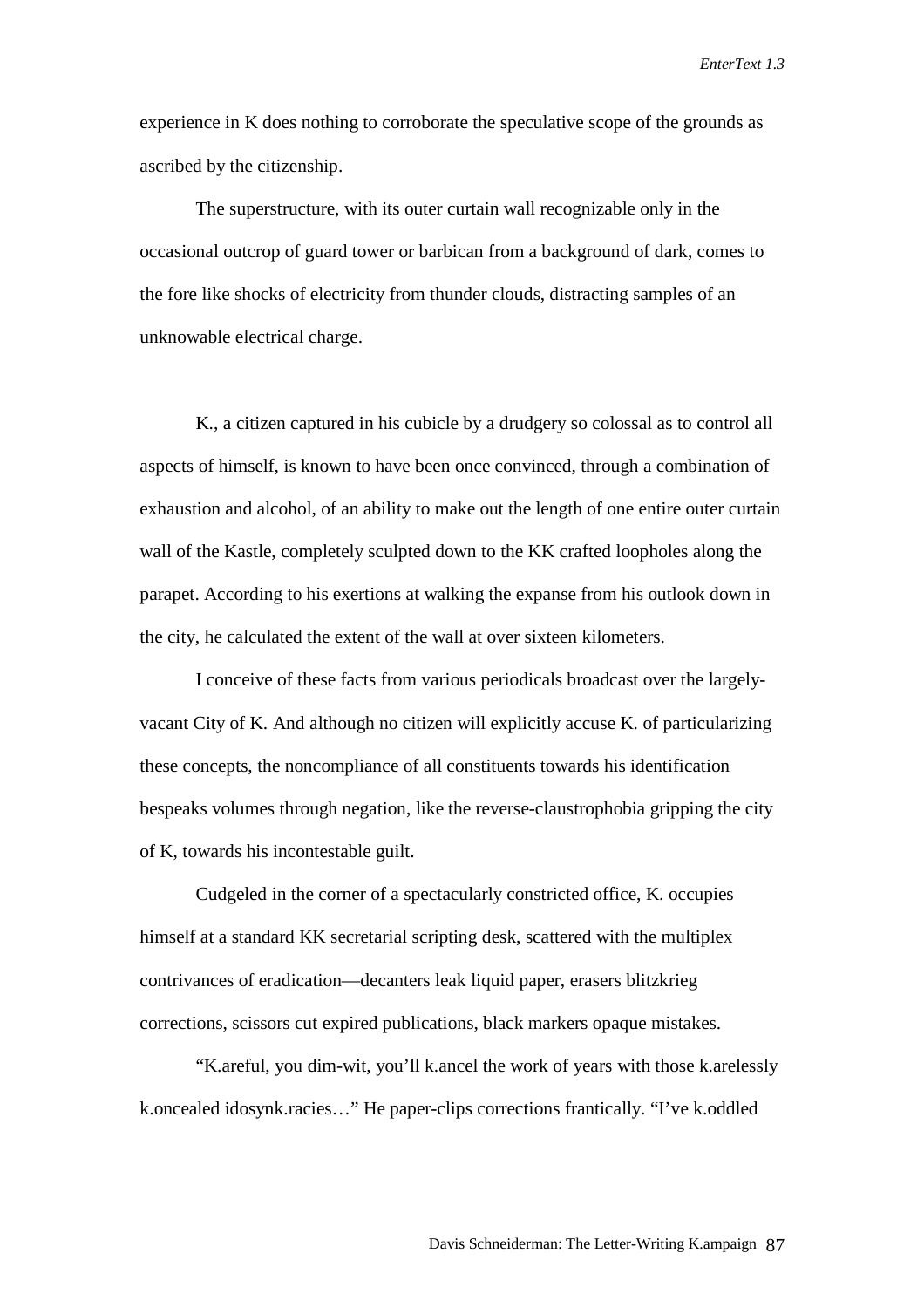experience in K does nothing to corroborate the speculative scope of the grounds as ascribed by the citizenship.

The superstructure, with its outer curtain wall recognizable only in the occasional outcrop of guard tower or barbican from a background of dark, comes to the fore like shocks of electricity from thunder clouds, distracting samples of an unknowable electrical charge.

K., a citizen captured in his cubicle by a drudgery so colossal as to control all aspects of himself, is known to have been once convinced, through a combination of exhaustion and alcohol, of an ability to make out the length of one entire outer curtain wall of the Kastle, completely sculpted down to the KK crafted loopholes along the parapet. According to his exertions at walking the expanse from his outlook down in the city, he calculated the extent of the wall at over sixteen kilometers.

I conceive of these facts from various periodicals broadcast over the largely-vacant City of K. And although no citizen will explicitly accuse K. of particularizing these concepts, the noncompliance of all constituents towards his identification bespeaks volumes through negation, like the reverse-claustrophobia gripping the city of K, towards his incontestable guilt.

Cudgeled in the corner of a spectacularly constricted office, K. occupies himself at a standard KK secretarial scripting desk, scattered with the multiplex contrivances of eradication—decanters leak liquid paper, erasers blitzkrieg corrections, scissors cut expired publications, black markers opaque mistakes.

"K.areful, you dim-wit, you'll k.ancel the work of years with those k.arelessly k.oncealed idosynk.racies…" He paper-clips corrections frantically. "I've k.oddled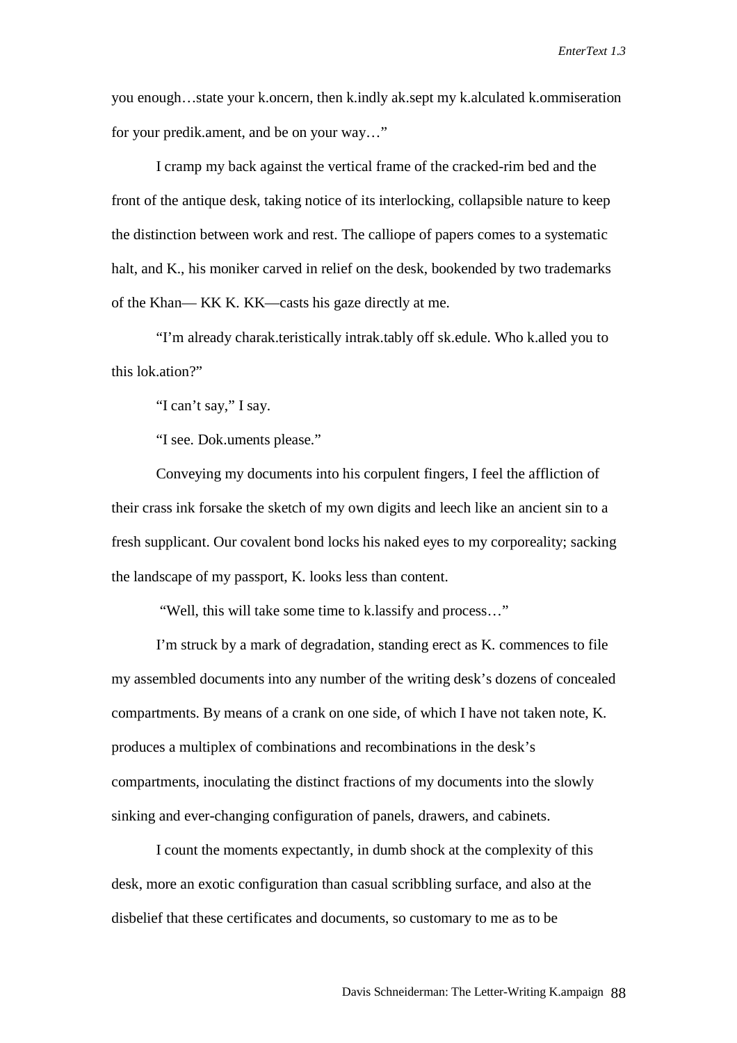you enough…state your k.oncern, then k.indly ak.sept my k.alculated k.ommiseration for your predik.ament, and be on your way…"

I cramp my back against the vertical frame of the cracked-rim bed and the front of the antique desk, taking notice of its interlocking, collapsible nature to keep the distinction between work and rest. The calliope of papers comes to a systematic halt, and K., his moniker carved in relief on the desk, bookended by two trademarks of the Khan— KK K. KK—casts his gaze directly at me.

"I'm already charak.teristically intrak.tably off sk.edule. Who k.alled you to this lok.ation?"

"I can't say," I say.

"I see. Dok.uments please."

Conveying my documents into his corpulent fingers, I feel the affliction of their crass ink forsake the sketch of my own digits and leech like an ancient sin to a fresh supplicant. Our covalent bond locks his naked eyes to my corporeality; sacking the landscape of my passport, K. looks less than content.

"Well, this will take some time to k.lassify and process…"

I'm struck by a mark of degradation, standing erect as K. commences to file my assembled documents into any number of the writing desk's dozens of concealed compartments. By means of a crank on one side, of which I have not taken note, K. produces a multiplex of combinations and recombinations in the desk's compartments, inoculating the distinct fractions of my documents into the slowly sinking and ever-changing configuration of panels, drawers, and cabinets.

I count the moments expectantly, in dumb shock at the complexity of this desk, more an exotic configuration than casual scribbling surface, and also at the disbelief that these certificates and documents, so customary to me as to be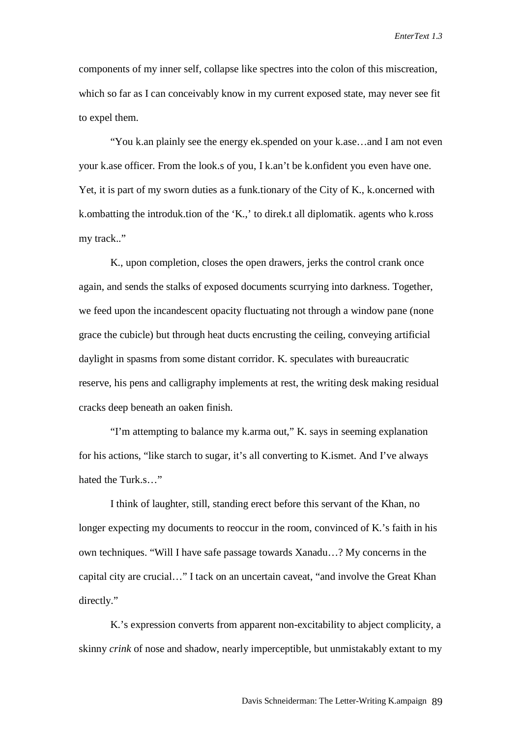components of my inner self, collapse like spectres into the colon of this miscreation, which so far as I can conceivably know in my current exposed state, may never see fit to expel them.

"You k.an plainly see the energy ek.spended on your k.ase…and I am not even your k.ase officer. From the look.s of you, I k.an't be k.onfident you even have one. Yet, it is part of my sworn duties as a funk.tionary of the City of K., k.oncerned with k.ombatting the introduk.tion of the 'K.,' to direk.t all diplomatik. agents who k.ross my track.."

K., upon completion, closes the open drawers, jerks the control crank once again, and sends the stalks of exposed documents scurrying into darkness. Together, we feed upon the incandescent opacity fluctuating not through a window pane (none grace the cubicle) but through heat ducts encrusting the ceiling, conveying artificial daylight in spasms from some distant corridor. K. speculates with bureaucratic reserve, his pens and calligraphy implements at rest, the writing desk making residual cracks deep beneath an oaken finish.

"I'm attempting to balance my k.arma out," K. says in seeming explanation for his actions, "like starch to sugar, it's all converting to K.ismet. And I've always hated the Turk.s…"

I think of laughter, still, standing erect before this servant of the Khan, no longer expecting my documents to reoccur in the room, convinced of K.'s faith in his own techniques. "Will I have safe passage towards Xanadu…? My concerns in the capital city are crucial…" I tack on an uncertain caveat, "and involve the Great Khan directly."

K.'s expression converts from apparent non-excitability to abject complicity, a skinny *crink* of nose and shadow, nearly imperceptible, but unmistakably extant to my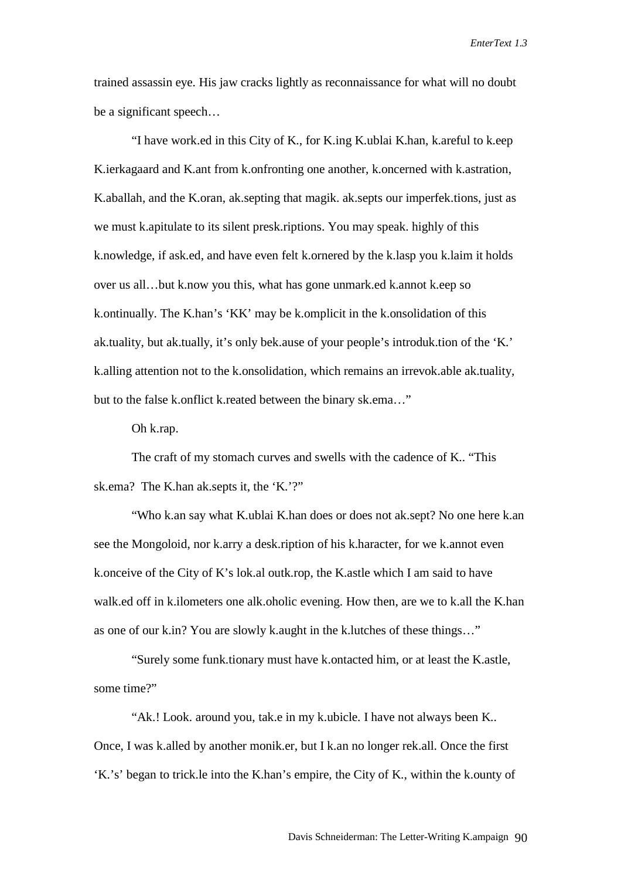trained assassin eye. His jaw cracks lightly as reconnaissance for what will no doubt be a significant speech…

"I have work.ed in this City of K., for K.ing K.ublai K.han, k.areful to k.eep K.ierkagaard and K.ant from k.onfronting one another, k.oncerned with k.astration, K.aballah, and the K.oran, ak.septing that magik. ak.septs our imperfek.tions, just as we must k.apitulate to its silent presk.riptions. You may speak. highly of this k.nowledge, if ask.ed, and have even felt k.ornered by the k.lasp you k.laim it holds over us all…but k.now you this, what has gone unmark.ed k.annot k.eep so k.ontinually. The K.han's 'KK' may be k.omplicit in the k.onsolidation of this ak.tuality, but ak.tually, it's only bek.ause of your people's introduk.tion of the 'K.' k.alling attention not to the k.onsolidation, which remains an irrevok.able ak.tuality, but to the false k.onflict k.reated between the binary sk.ema…"

Oh k.rap.

The craft of my stomach curves and swells with the cadence of K.. "This sk.ema? The K.han ak.septs it, the 'K.'?"

"Who k.an say what K.ublai K.han does or does not ak.sept? No one here k.an see the Mongoloid, nor k.arry a desk.ription of his k.haracter, for we k.annot even k.onceive of the City of K's lok.al outk.rop, the K.astle which I am said to have walk.ed off in k.ilometers one alk.oholic evening. How then, are we to k.all the K.han as one of our k.in? You are slowly k.aught in the k.lutches of these things…"

"Surely some funk.tionary must have k.ontacted him, or at least the K.astle, some time?"

"Ak.! Look. around you, tak.e in my k.ubicle. I have not always been K.. Once, I was k.alled by another monik.er, but I k.an no longer rek.all. Once the first 'K.'s' began to trick.le into the K.han's empire, the City of K., within the k.ounty of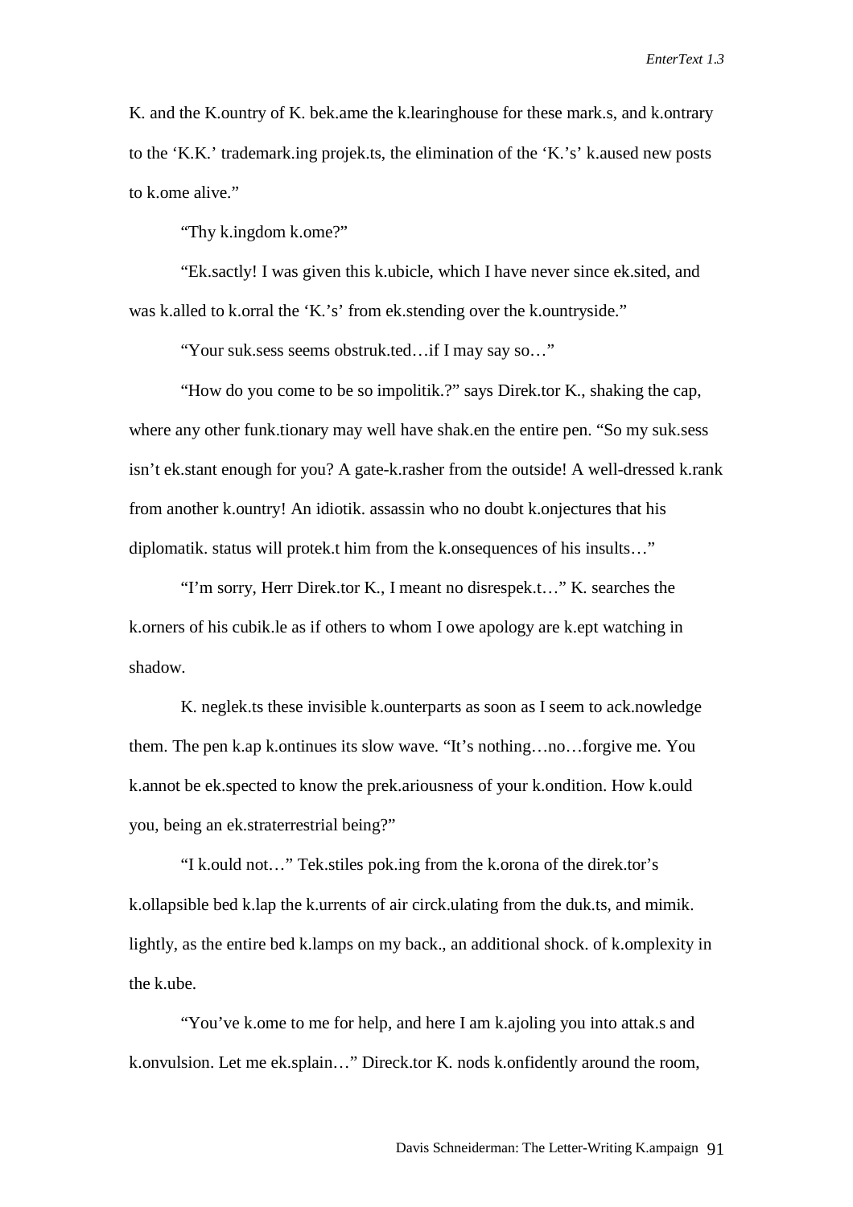K. and the K.ountry of K. bek.ame the k.learinghouse for these mark.s, and k.ontrary to the 'K.K.' trademark.ing projek.ts, the elimination of the 'K.'s' k.aused new posts to k.ome alive."

"Thy k.ingdom k.ome?"

"Ek.sactly! I was given this k.ubicle, which I have never since ek.sited, and was k.alled to k.orral the 'K.'s' from ek.stending over the k.ountryside."

"Your suk.sess seems obstruk.ted…if I may say so…"

"How do you come to be so impolitik.?" says Direk.tor K., shaking the cap, where any other funk.tionary may well have shak.en the entire pen. "So my suk.sess isn't ek.stant enough for you? A gate-k.rasher from the outside! A well-dressed k.rank from another k.ountry! An idiotik. assassin who no doubt k.onjectures that his diplomatik. status will protek.t him from the k.onsequences of his insults…"

"I'm sorry, Herr Direk.tor K., I meant no disrespek.t…" K. searches the k.orners of his cubik.le as if others to whom I owe apology are k.ept watching in shadow.

K. neglek.ts these invisible k.ounterparts as soon as I seem to ack.nowledge them. The pen k.ap k.ontinues its slow wave. "It's nothing…no…forgive me. You k.annot be ek.spected to know the prek.ariousness of your k.ondition. How k.ould you, being an ek.straterrestrial being?"

"I k.ould not…" Tek.stiles pok.ing from the k.orona of the direk.tor's k.ollapsible bed k.lap the k.urrents of air circk.ulating from the duk.ts, and mimik. lightly, as the entire bed k.lamps on my back., an additional shock. of k.omplexity in the k.ube.

"You've k.ome to me for help, and here I am k.ajoling you into attak.s and k.onvulsion. Let me ek.splain…" Direck.tor K. nods k.onfidently around the room,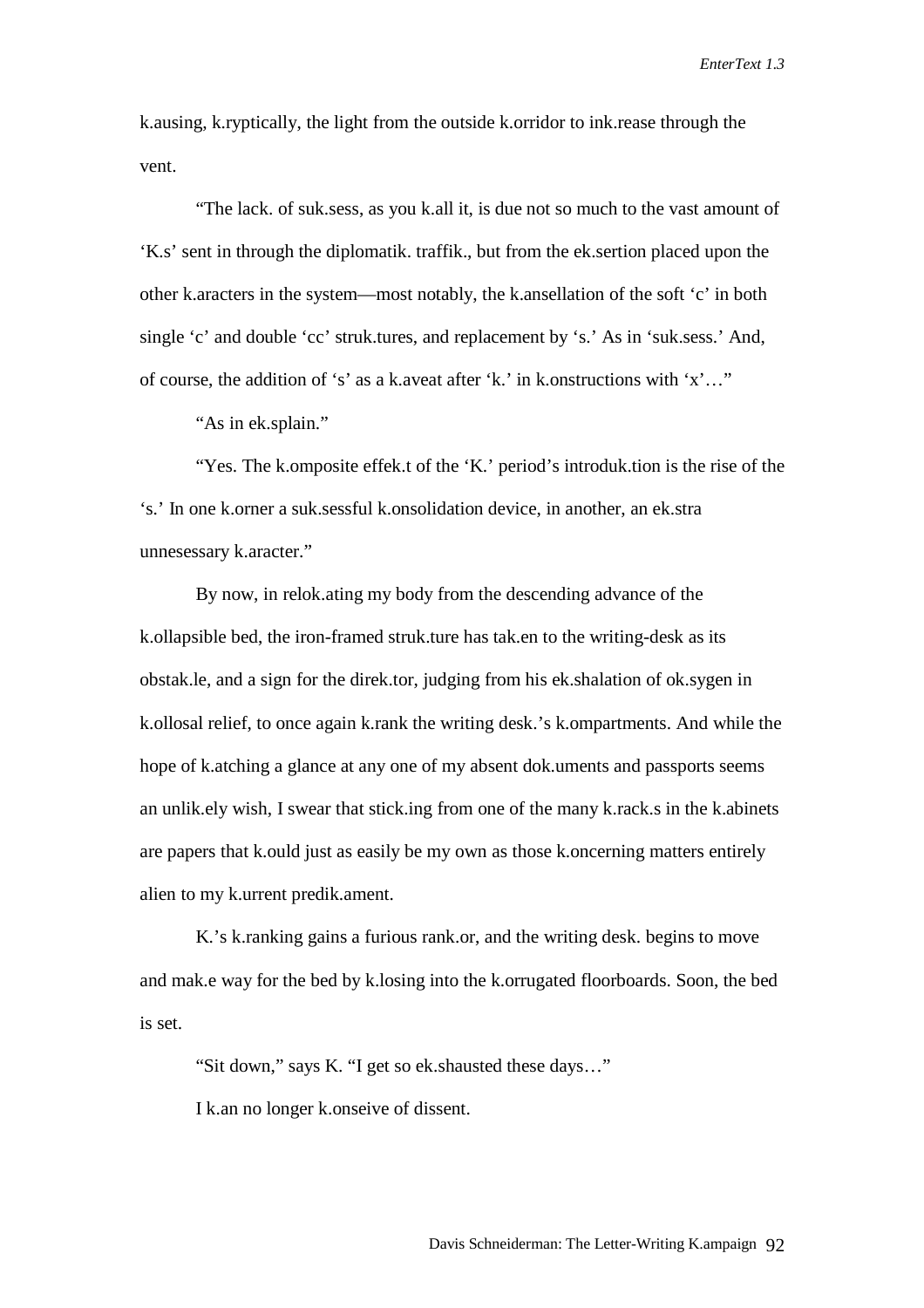k.ausing, k.ryptically, the light from the outside k.orridor to ink.rease through the vent.

"The lack. of suk.sess, as you k.all it, is due not so much to the vast amount of 'K.s' sent in through the diplomatik. traffik., but from the ek.sertion placed upon the other k.aracters in the system—most notably, the k.ansellation of the soft 'c' in both single 'c' and double 'cc' struk.tures, and replacement by 's.' As in 'suk.sess.' And, of course, the addition of 's' as a k.aveat after 'k.' in k.onstructions with 'x'…"

"As in ek.splain."

"Yes. The k.omposite effek.t of the 'K.' period's introduk.tion is the rise of the 's.' In one k.orner a suk.sessful k.onsolidation device, in another, an ek.stra unnesessary k.aracter."

By now, in relok.ating my body from the descending advance of the k.ollapsible bed, the iron-framed struk.ture has tak.en to the writing-desk as its obstak.le, and a sign for the direk.tor, judging from his ek.shalation of ok.sygen in k.ollosal relief, to once again k.rank the writing desk.'s k.ompartments. And while the hope of k.atching a glance at any one of my absent dok.uments and passports seems an unlik.ely wish, I swear that stick.ing from one of the many k.rack.s in the k.abinets are papers that k.ould just as easily be my own as those k.oncerning matters entirely alien to my k.urrent predik.ament.

K.'s k.ranking gains a furious rank.or, and the writing desk. begins to move and mak.e way for the bed by k.losing into the k.orrugated floorboards. Soon, the bed is set.

"Sit down," says K. "I get so ek.shausted these days…"

I k.an no longer k.onseive of dissent.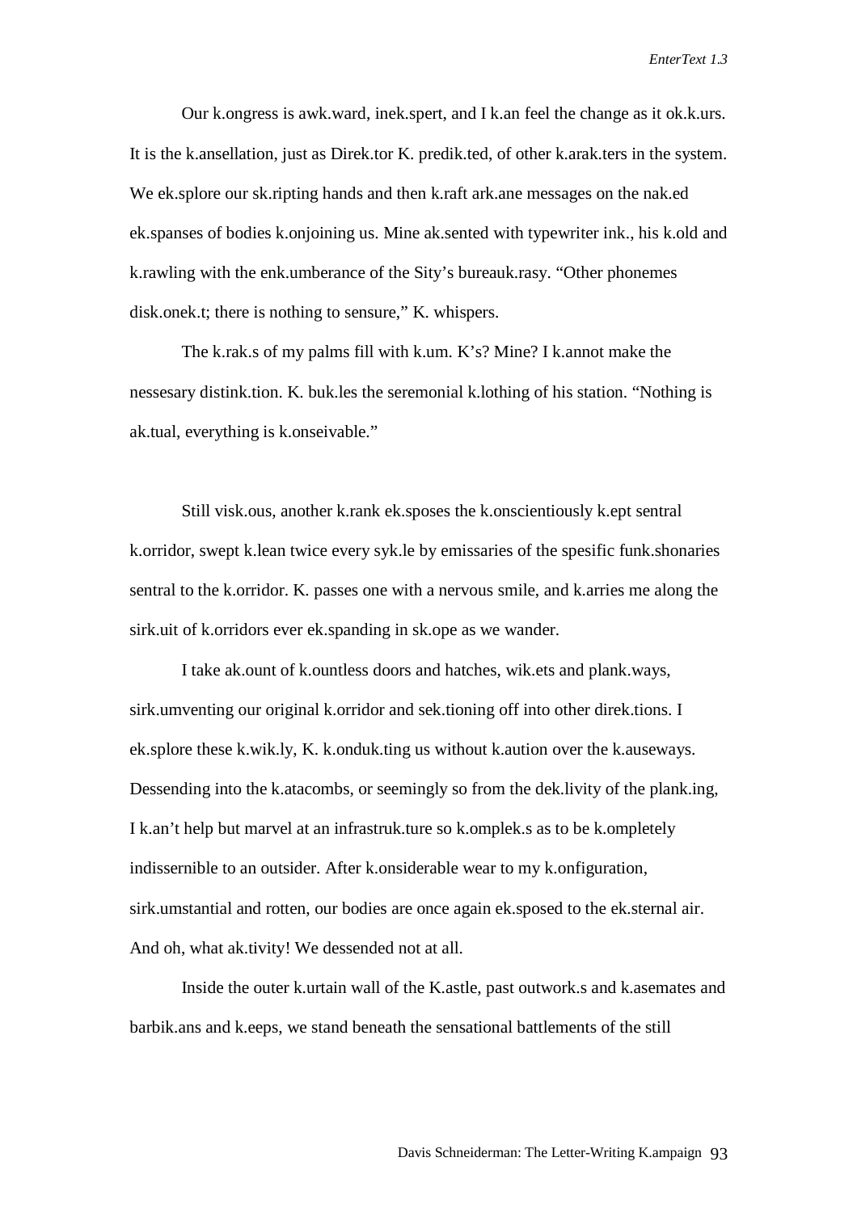Our k.ongress is awk.ward, inek.spert, and I k.an feel the change as it ok.k.urs. It is the k.ansellation, just as Direk.tor K. predik.ted, of other k.arak.ters in the system. We ek.splore our sk.ripting hands and then k.raft ark.ane messages on the nak.ed ek.spanses of bodies k.onjoining us. Mine ak.sented with typewriter ink., his k.old and k.rawling with the enk.umberance of the Sity's bureauk.rasy. "Other phonemes disk.onek.t; there is nothing to sensure," K. whispers.

The k.rak.s of my palms fill with k.um. K's? Mine? I k.annot make the nessesary distink.tion. K. buk.les the seremonial k.lothing of his station. "Nothing is ak.tual, everything is k.onseivable."

Still visk.ous, another k.rank ek.sposes the k.onscientiously k.ept sentral k.orridor, swept k.lean twice every syk.le by emissaries of the spesific funk.shonaries sentral to the k.orridor. K. passes one with a nervous smile, and k.arries me along the sirk.uit of k.orridors ever ek.spanding in sk.ope as we wander.

I take ak.ount of k.ountless doors and hatches, wik.ets and plank.ways, sirk.umventing our original k.orridor and sek.tioning off into other direk.tions. I ek.splore these k.wik.ly, K. k.onduk.ting us without k.aution over the k.auseways. Dessending into the k.atacombs, or seemingly so from the dek.livity of the plank.ing, I k.an't help but marvel at an infrastruk.ture so k.omplek.s as to be k.ompletely indissernible to an outsider. After k.onsiderable wear to my k.onfiguration, sirk.umstantial and rotten, our bodies are once again ek.sposed to the ek.sternal air. And oh, what ak.tivity! We dessended not at all.

Inside the outer k.urtain wall of the K.astle, past outwork.s and k.asemates and barbik.ans and k.eeps, we stand beneath the sensational battlements of the still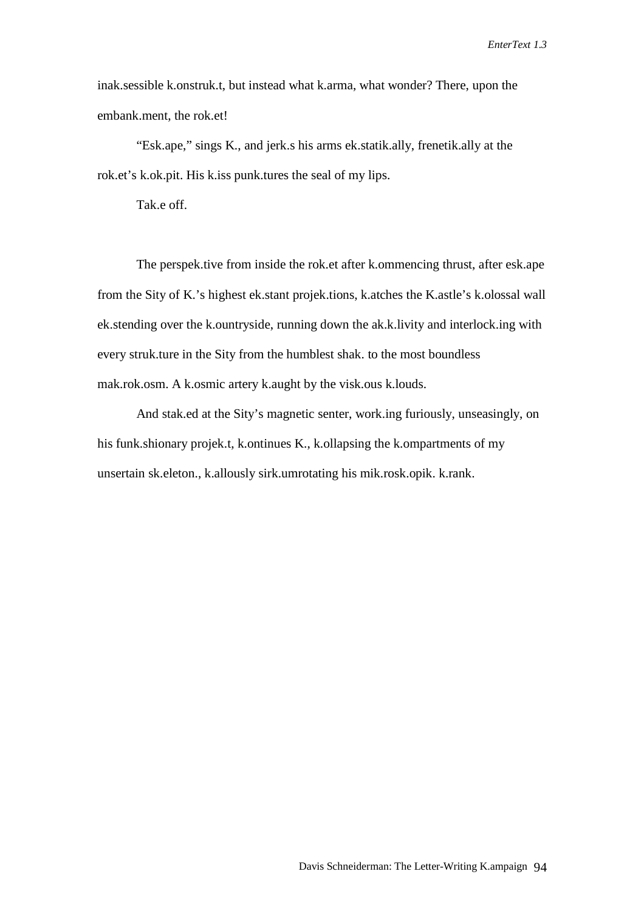inak.sessible k.onstruk.t, but instead what k.arma, what wonder? There, upon the embank.ment, the rok.et!

"Esk.ape," sings K., and jerk.s his arms ek.statik.ally, frenetik.ally at the rok.et's k.ok.pit. His k.iss punk.tures the seal of my lips.

Tak.e off.

The perspek.tive from inside the rok.et after k.ommencing thrust, after esk.ape from the Sity of K.'s highest ek.stant projek.tions, k.atches the K.astle's k.olossal wall ek.stending over the k.ountryside, running down the ak.k.livity and interlock.ing with every struk.ture in the Sity from the humblest shak. to the most boundless mak.rok.osm. A k.osmic artery k.aught by the visk.ous k.louds.

And stak.ed at the Sity's magnetic senter, work.ing furiously, unseasingly, on his funk.shionary projek.t, k.ontinues K., k.ollapsing the k.ompartments of my unsertain sk.eleton., k.allously sirk.umrotating his mik.rosk.opik. k.rank.